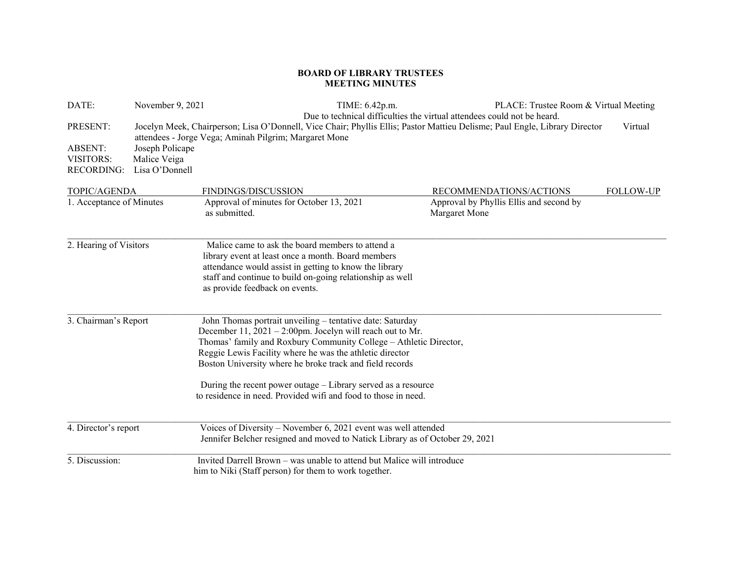**BOARD OF LIBRARY TRUSTEES**
**MEETING MINUTES**

DATE: November 9, 2021 TIME: 6.42p.m. PLACE: Trustee Room & Virtual Meeting

Due to technical difficulties the virtual attendees could not be heard.

PRESENT: Jocelyn Meek, Chairperson; Lisa O'Donnell, Vice Chair; Phyllis Ellis; Pastor Mattieu Delisme; Paul Engle, Library Director Virtual attendees - Jorge Vega; Aminah Pilgrim; Margaret Mone

ABSENT: Joseph Policape

VISITORS: Malice Veiga

RECORDING: Lisa O'Donnell

| TOPIC/AGENDA | FINDINGS/DISCUSSION | RECOMMENDATIONS/ACTIONS | FOLLOW-UP |
|---|---|---|---|
| 1. Acceptance of Minutes | Approval of minutes for October 13, 2021 as submitted. | Approval by Phyllis Ellis and second by Margaret Mone | |
| 2. Hearing of Visitors | Malice came to ask the board members to attend a library event at least once a month. Board members attendance would assist in getting to know the library staff and continue to build on-going relationship as well as provide feedback on events. | | |
| 3. Chairman's Report | John Thomas portrait unveiling – tentative date: Saturday December 11, 2021 – 2:00pm. Jocelyn will reach out to Mr. Thomas' family and Roxbury Community College – Athletic Director, Reggie Lewis Facility where he was the athletic director Boston University where he broke track and field records<br><br>During the recent power outage – Library served as a resource to residence in need. Provided wifi and food to those in need. | | |
| 4. Director's report | Voices of Diversity – November 6, 2021 event was well attended<br>Jennifer Belcher resigned and moved to Natick Library as of October 29, 2021 | | |
| 5. Discussion: | Invited Darrell Brown – was unable to attend but Malice will introduce him to Niki (Staff person) for them to work together. | | |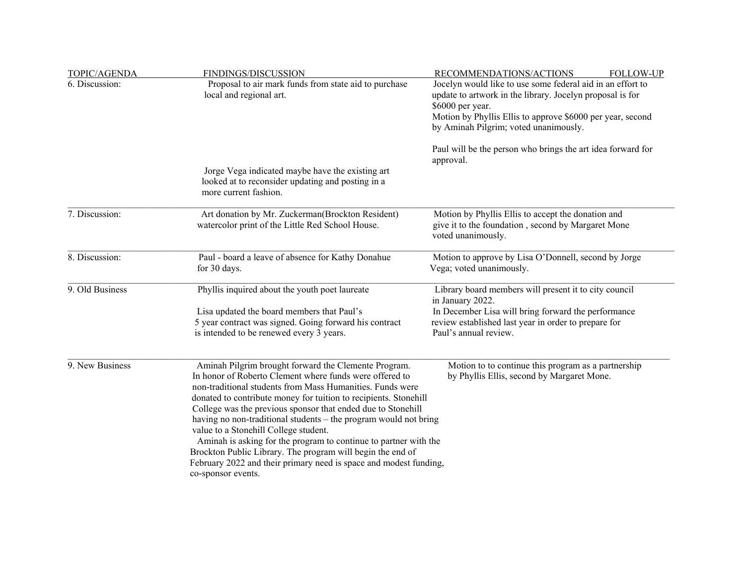| TOPIC/AGENDA | FINDINGS/DISCUSSION | RECOMMENDATIONS/ACTIONS | FOLLOW-UP |
|---|---|---|---|
| 6. Discussion: | Proposal to air mark funds from state aid to purchase local and regional art.<br><br>Jorge Vega indicated maybe have the existing art looked at to reconsider updating and posting in a more current fashion. | Jocelyn would like to use some federal aid in an effort to update to artwork in the library. Jocelyn proposal is for $6000 per year.<br>Motion by Phyllis Ellis to approve $6000 per year, second by Aminah Pilgrim; voted unanimously.<br><br>Paul will be the person who brings the art idea forward for approval. | |
| 7. Discussion: | Art donation by Mr. Zuckerman(Brockton Resident) watercolor print of the Little Red School House. | Motion by Phyllis Ellis to accept the donation and give it to the foundation , second by Margaret Mone voted unanimously. | |
| 8. Discussion: | Paul - board a leave of absence for Kathy Donahue for 30 days. | Motion to approve by Lisa O'Donnell, second by Jorge Vega; voted unanimously. | |
| 9. Old Business | Phyllis inquired about the youth poet laureate<br><br>Lisa updated the board members that Paul's 5 year contract was signed. Going forward his contract is intended to be renewed every 3 years. | Library board members will present it to city council in January 2022.<br>In December Lisa will bring forward the performance review established last year in order to prepare for Paul's annual review. | |
| 9. New Business | Aminah Pilgrim brought forward the Clemente Program. In honor of Roberto Clement where funds were offered to non-traditional students from Mass Humanities. Funds were donated to contribute money for tuition to recipients. Stonehill College was the previous sponsor that ended due to Stonehill having no non-traditional students – the program would not bring value to a Stonehill College student.<br>Aminah is asking for the program to continue to partner with the Brockton Public Library. The program will begin the end of February 2022 and their primary need is space and modest funding, co-sponsor events. | Motion to to continue this program as a partnership by Phyllis Ellis, second by Margaret Mone. | |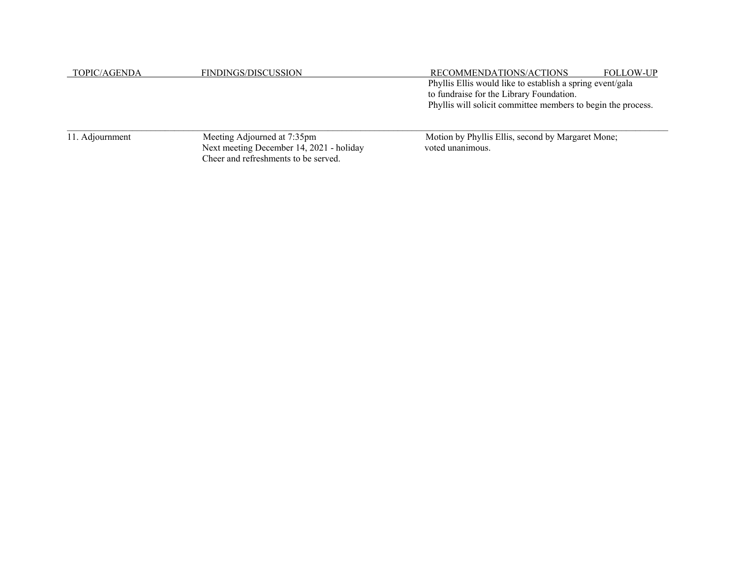| TOPIC/AGENDA | FINDINGS/DISCUSSION | RECOMMENDATIONS/ACTIONS | FOLLOW-UP |
|---|---|---|---|
| | | Phyllis Ellis would like to establish a spring event/gala to fundraise for the Library Foundation. Phyllis will solicit committee members to begin the process. | |
| 11. Adjournment | Meeting Adjourned at 7:35pm Next meeting December 14, 2021 - holiday Cheer and refreshments to be served. | Motion by Phyllis Ellis, second by Margaret Mone; voted unanimous. | |